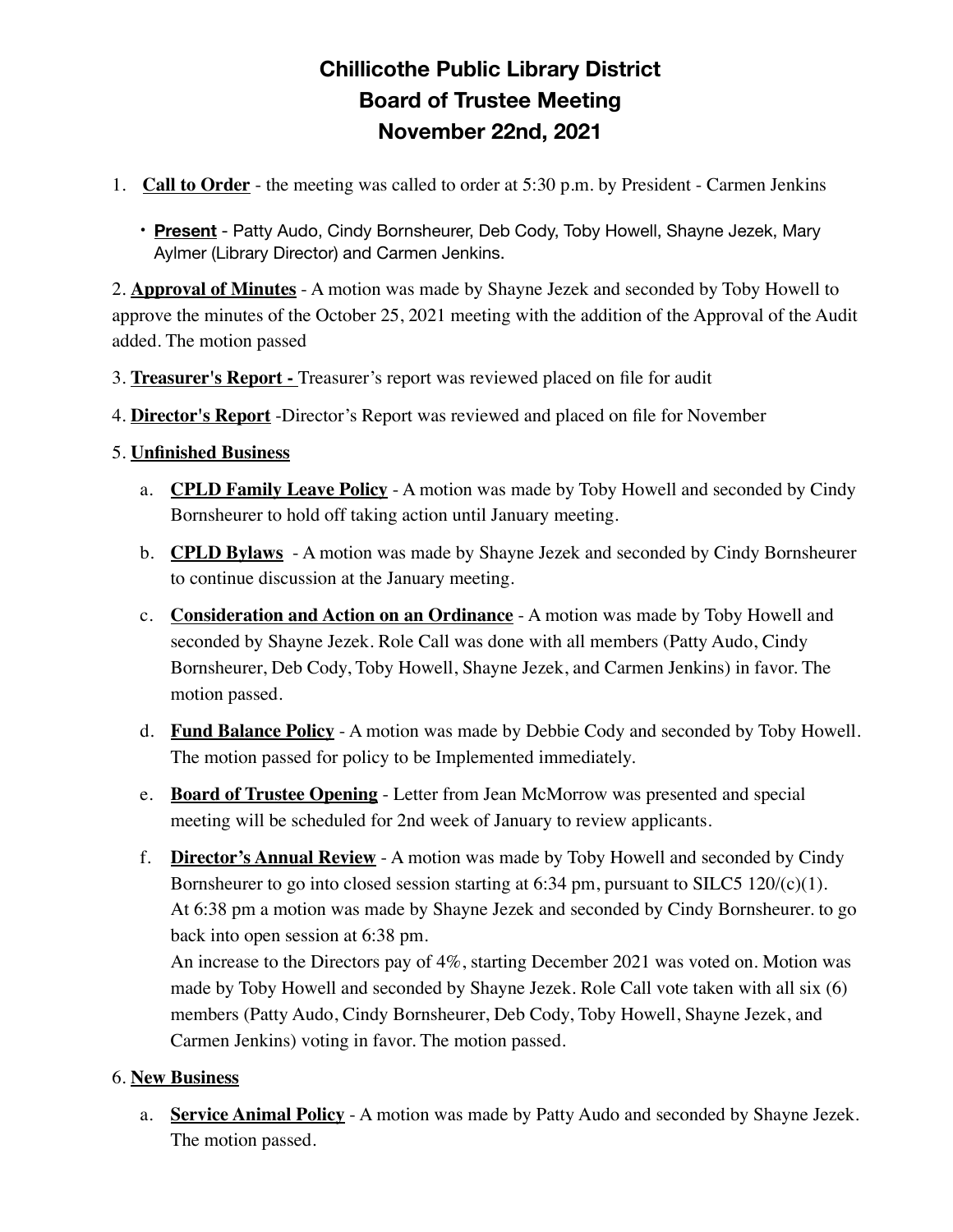# Chillicothe Public Library District
# Board of Trustee Meeting
# November 22nd, 2021

1. **Call to Order** - the meeting was called to order at 5:30 p.m. by President - Carmen Jenkins

   - **Present** - Patty Audo, Cindy Bornsheurer, Deb Cody, Toby Howell, Shayne Jezek, Mary Aylmer (Library Director) and Carmen Jenkins.

2. **Approval of Minutes** - A motion was made by Shayne Jezek and seconded by Toby Howell to approve the minutes of the October 25, 2021 meeting with the addition of the Approval of the Audit added. The motion passed

3. **Treasurer's Report -** Treasurer's report was reviewed placed on file for audit

4. **Director's Report** -Director's Report was reviewed and placed on file for November

5. **Unfinished Business**

   a. **CPLD Family Leave Policy** - A motion was made by Toby Howell and seconded by Cindy Bornsheurer to hold off taking action until January meeting.

   b. **CPLD Bylaws** - A motion was made by Shayne Jezek and seconded by Cindy Bornsheurer to continue discussion at the January meeting.

   c. **Consideration and Action on an Ordinance** - A motion was made by Toby Howell and seconded by Shayne Jezek. Role Call was done with all members (Patty Audo, Cindy Bornsheurer, Deb Cody, Toby Howell, Shayne Jezek, and Carmen Jenkins) in favor. The motion passed.

   d. **Fund Balance Policy** - A motion was made by Debbie Cody and seconded by Toby Howell. The motion passed for policy to be Implemented immediately.

   e. **Board of Trustee Opening** - Letter from Jean McMorrow was presented and special meeting will be scheduled for 2nd week of January to review applicants.

   f. **Director's Annual Review** - A motion was made by Toby Howell and seconded by Cindy Bornsheurer to go into closed session starting at 6:34 pm, pursuant to SILC5 120/(c)(1). At 6:38 pm a motion was made by Shayne Jezek and seconded by Cindy Bornsheurer. to go back into open session at 6:38 pm.
   An increase to the Directors pay of 4%, starting December 2021 was voted on. Motion was made by Toby Howell and seconded by Shayne Jezek. Role Call vote taken with all six (6) members (Patty Audo, Cindy Bornsheurer, Deb Cody, Toby Howell, Shayne Jezek, and Carmen Jenkins) voting in favor. The motion passed.

6. **New Business**

   a. **Service Animal Policy** - A motion was made by Patty Audo and seconded by Shayne Jezek. The motion passed.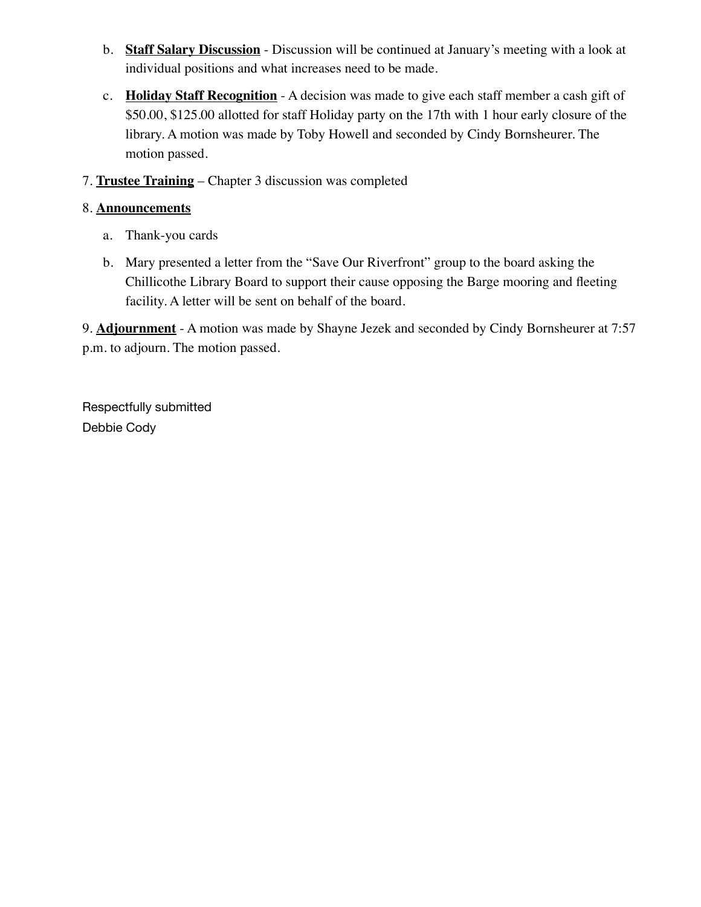b. **<u>Staff Salary Discussion</u>** - Discussion will be continued at January's meeting with a look at individual positions and what increases need to be made.

c. **<u>Holiday Staff Recognition</u>** - A decision was made to give each staff member a cash gift of $50.00, $125.00 allotted for staff Holiday party on the 17th with 1 hour early closure of the library. A motion was made by Toby Howell and seconded by Cindy Bornsheurer. The motion passed.

7. **<u>Trustee Training</u>** – Chapter 3 discussion was completed

8. **<u>Announcements</u>**

   a. Thank-you cards

   b. Mary presented a letter from the "Save Our Riverfront" group to the board asking the Chillicothe Library Board to support their cause opposing the Barge mooring and fleeting facility. A letter will be sent on behalf of the board.

9. **<u>Adjournment</u>** - A motion was made by Shayne Jezek and seconded by Cindy Bornsheurer at 7:57 p.m. to adjourn. The motion passed.

Respectfully submitted
Debbie Cody